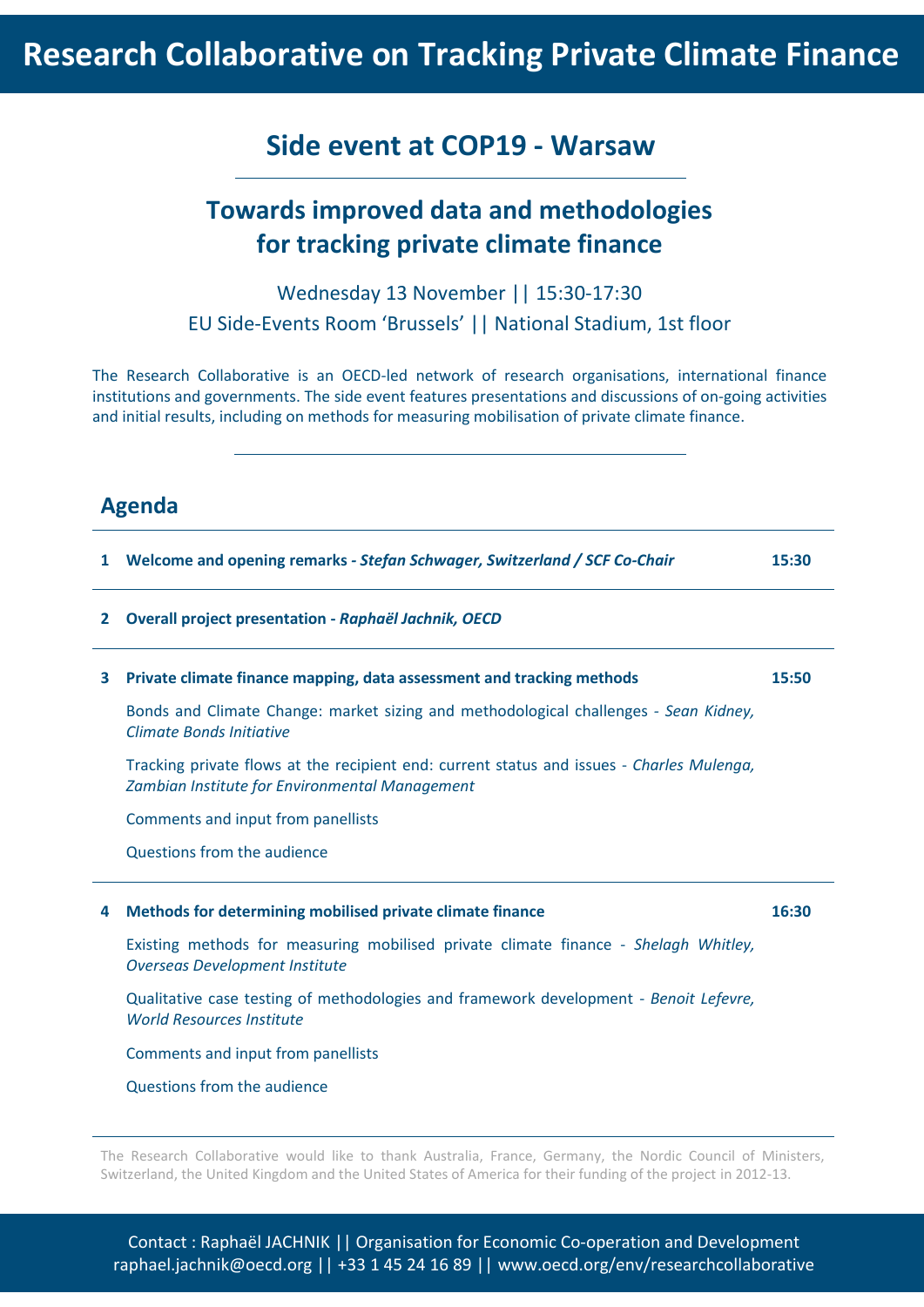# Research Collaborative on Tracking Private Climate Finance

## Side event at COP19 - Warsaw

## Towards improved data and methodologies for tracking private climate finance

Wednesday 13 November || 15:30-17:30

EU Side-Events Room 'Brussels' || National Stadium, 1st floor

The Research Collaborative is an OECD-led network of research organisations, international finance institutions and governments. The side event features presentations and discussions of on-going activities and initial results, including on methods for measuring mobilisation of private climate finance.

## Agenda

**1 Welcome and opening remarks -** ***Stefan Schwager, Switzerland / SCF Co-Chair*** **15:30**

**2 Overall project presentation -** ***Raphaël Jachnik, OECD***

**3 Private climate finance mapping, data assessment and tracking methods** **15:50**

Bonds and Climate Change: market sizing and methodological challenges - *Sean Kidney, Climate Bonds Initiative*

Tracking private flows at the recipient end: current status and issues - *Charles Mulenga, Zambian Institute for Environmental Management*

Comments and input from panellists

Questions from the audience

**4 Methods for determining mobilised private climate finance** **16:30**

Existing methods for measuring mobilised private climate finance - *Shelagh Whitley, Overseas Development Institute*

Qualitative case testing of methodologies and framework development - *Benoit Lefevre, World Resources Institute*

Comments and input from panellists

Questions from the audience

The Research Collaborative would like to thank Australia, France, Germany, the Nordic Council of Ministers, Switzerland, the United Kingdom and the United States of America for their funding of the project in 2012-13.

Contact : Raphaël JACHNIK || Organisation for Economic Co-operation and Development
raphael.jachnik@oecd.org || +33 1 45 24 16 89 || www.oecd.org/env/researchcollaborative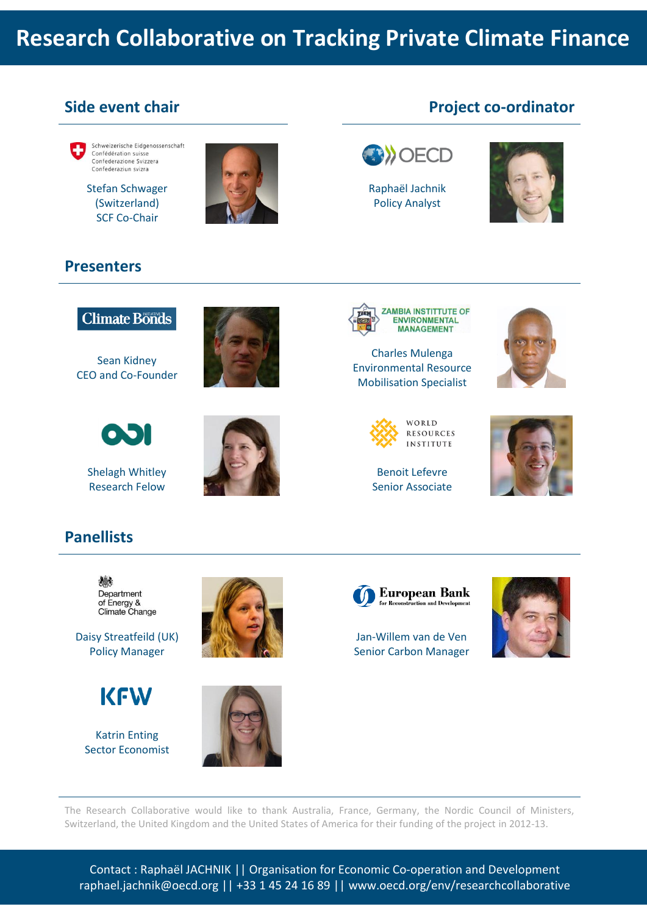# Research Collaborative on Tracking Private Climate Finance

## Side event chair

Schweizerische Eidgenossenschaft
Confédération suisse
Confederazione Svizzera
Confederaziun svizra

Stefan Schwager
(Switzerland)
SCF Co-Chair

## Project co-ordinator

OECD

Raphaël Jachnik
Policy Analyst

## Presenters

Climate Bonds

Sean Kidney
CEO and Co-Founder

ZAMBIA INSTITUTE OF ENVIRONMENTAL MANAGEMENT

Charles Mulenga
Environmental Resource Mobilisation Specialist

ODI

Shelagh Whitley
Research Felow

WORLD RESOURCES INSTITUTE

Benoit Lefevre
Senior Associate

## Panellists

Department of Energy & Climate Change

Daisy Streatfeild (UK)
Policy Manager

European Bank for Reconstruction and Development

Jan-Willem van de Ven
Senior Carbon Manager

KFW

Katrin Enting
Sector Economist

The Research Collaborative would like to thank Australia, France, Germany, the Nordic Council of Ministers, Switzerland, the United Kingdom and the United States of America for their funding of the project in 2012-13.

Contact : Raphaël JACHNIK || Organisation for Economic Co-operation and Development
raphael.jachnik@oecd.org || +33 1 45 24 16 89 || www.oecd.org/env/researchcollaborative